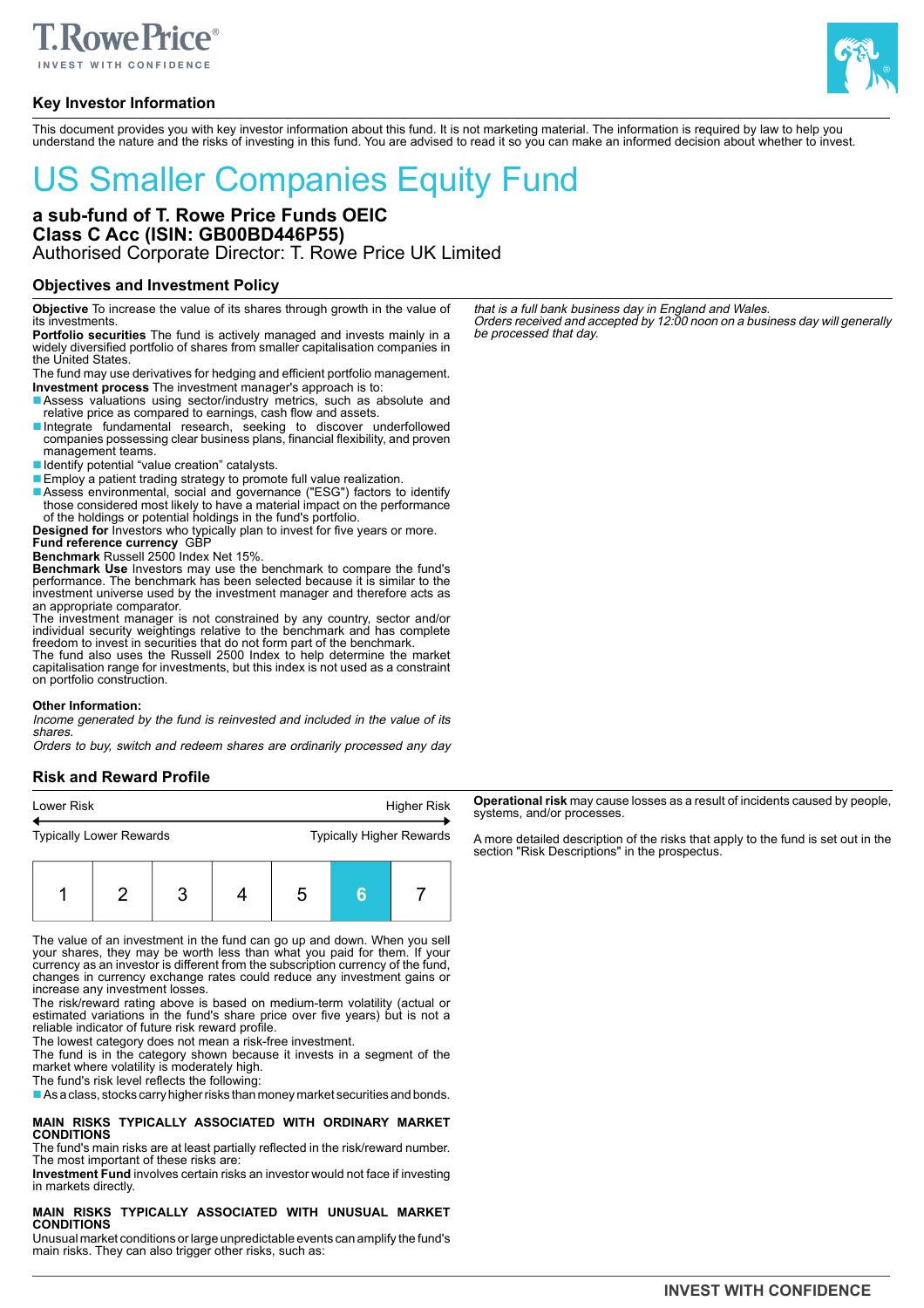## Key Investor Information

This document provides you with key investor information about this fund. It is not marketing material. The information is required by law to help you understand the nature and the risks of investing in this fund. You are advised to read it so you can make an informed decision about whether to invest.

# US Smaller Companies Equity Fund

**a sub-fund of T. Rowe Price Funds OEIC**
**Class C Acc (ISIN: GB00BD446P55)**
Authorised Corporate Director: T. Rowe Price UK Limited

### Objectives and Investment Policy

**Objective** To increase the value of its shares through growth in the value of its investments.

**Portfolio securities** The fund is actively managed and invests mainly in a widely diversified portfolio of shares from smaller capitalisation companies in the United States.

The fund may use derivatives for hedging and efficient portfolio management.

**Investment process** The investment manager's approach is to:

- Assess valuations using sector/industry metrics, such as absolute and relative price as compared to earnings, cash flow and assets.
- Integrate fundamental research, seeking to discover underfollowed companies possessing clear business plans, financial flexibility, and proven management teams.
- Identify potential "value creation" catalysts.
- Employ a patient trading strategy to promote full value realization.
- Assess environmental, social and governance ("ESG") factors to identify those considered most likely to have a material impact on the performance of the holdings or potential holdings in the fund's portfolio.

**Designed for** Investors who typically plan to invest for five years or more.

**Fund reference currency** GBP

**Benchmark** Russell 2500 Index Net 15%.

**Benchmark Use** Investors may use the benchmark to compare the fund's performance. The benchmark has been selected because it is similar to the investment universe used by the investment manager and therefore acts as an appropriate comparator.

The investment manager is not constrained by any country, sector and/or individual security weightings relative to the benchmark and has complete freedom to invest in securities that do not form part of the benchmark.

The fund also uses the Russell 2500 Index to help determine the market capitalisation range for investments, but this index is not used as a constraint on portfolio construction.

**Other Information:**

*Income generated by the fund is reinvested and included in the value of its shares.*

*Orders to buy, switch and redeem shares are ordinarily processed any day that is a full bank business day in England and Wales.*

*Orders received and accepted by 12:00 noon on a business day will generally be processed that day.*

### Risk and Reward Profile

| Lower Risk | | | | | | Higher Risk |
|---|---|---|---|---|---|---|
| Typically Lower Rewards | | | | | | Typically Higher Rewards |
| 1 | 2 | 3 | 4 | 5 | **6** | 7 |

The value of an investment in the fund can go up and down. When you sell your shares, they may be worth less than what you paid for them. If your currency as an investor is different from the subscription currency of the fund, changes in currency exchange rates could reduce any investment gains or increase any investment losses.

The risk/reward rating above is based on medium-term volatility (actual or estimated variations in the fund's share price over five years) but is not a reliable indicator of future risk reward profile.

The lowest category does not mean a risk-free investment.

The fund is in the category shown because it invests in a segment of the market where volatility is moderately high.

The fund's risk level reflects the following:

- As a class, stocks carry higher risks than money market securities and bonds.

**MAIN RISKS TYPICALLY ASSOCIATED WITH ORDINARY MARKET CONDITIONS**

The fund's main risks are at least partially reflected in the risk/reward number. The most important of these risks are:

**Investment Fund** involves certain risks an investor would not face if investing in markets directly.

**MAIN RISKS TYPICALLY ASSOCIATED WITH UNUSUAL MARKET CONDITIONS**

Unusual market conditions or large unpredictable events can amplify the fund's main risks. They can also trigger other risks, such as:

**Operational risk** may cause losses as a result of incidents caused by people, systems, and/or processes.

A more detailed description of the risks that apply to the fund is set out in the section "Risk Descriptions" in the prospectus.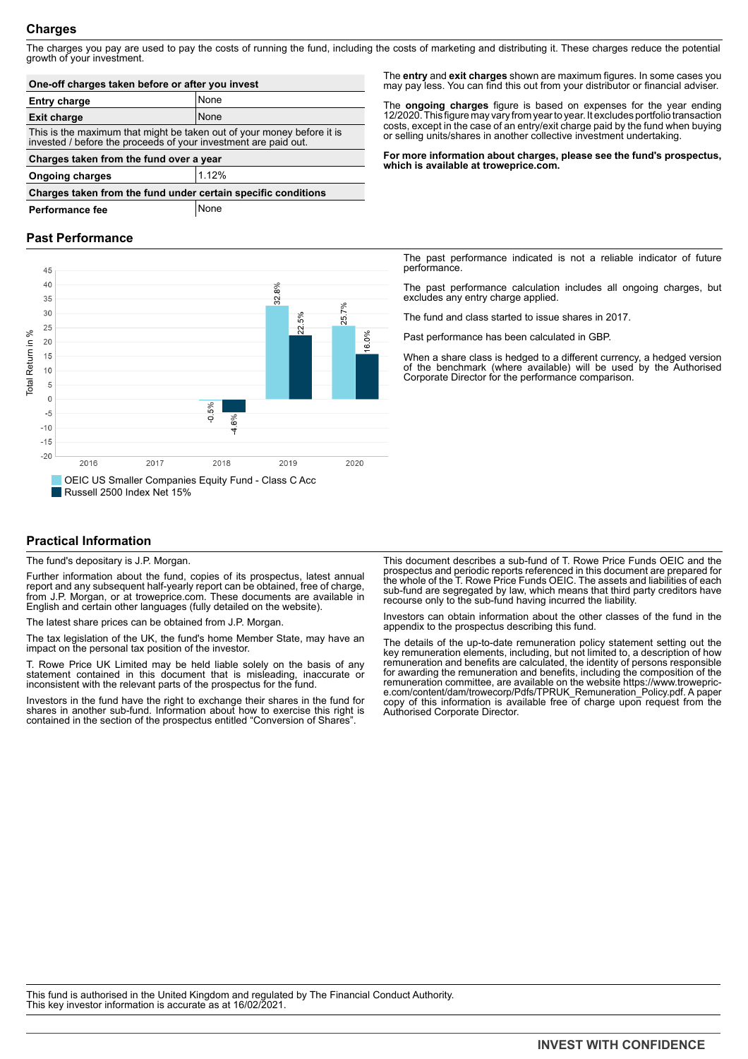## Charges

The charges you pay are used to pay the costs of running the fund, including the costs of marketing and distributing it. These charges reduce the potential growth of your investment.

| One-off charges taken before or after you invest | |
|---|---|
| **Entry charge** | None |
| **Exit charge** | None |
| This is the maximum that might be taken out of your money before it is invested / before the proceeds of your investment are paid out. | |
| **Charges taken from the fund over a year** | |
| **Ongoing charges** | 1.12% |
| **Charges taken from the fund under certain specific conditions** | |
| **Performance fee** | None |

The **entry** and **exit charges** shown are maximum figures. In some cases you may pay less. You can find this out from your distributor or financial adviser.

The **ongoing charges** figure is based on expenses for the year ending 12/2020. This figure may vary from year to year. It excludes portfolio transaction costs, except in the case of an entry/exit charge paid by the fund when buying or selling units/shares in another collective investment undertaking.

**For more information about charges, please see the fund's prospectus, which is available at troweprice.com.**

## Past Performance

Total Return in %
45
40
35
30
25
20
15
10
5
0
-5
-10
-15
-20
2016 2017 2018 2019 2020
-0.5%
-4.6%
32.8%
22.5%
25.7%
16.0%

OEIC US Smaller Companies Equity Fund - Class C Acc
Russell 2500 Index Net 15%

The past performance indicated is not a reliable indicator of future performance.

The past performance calculation includes all ongoing charges, but excludes any entry charge applied.

The fund and class started to issue shares in 2017.

Past performance has been calculated in GBP.

When a share class is hedged to a different currency, a hedged version of the benchmark (where available) will be used by the Authorised Corporate Director for the performance comparison.

## Practical Information

The fund's depositary is J.P. Morgan.

Further information about the fund, copies of its prospectus, latest annual report and any subsequent half-yearly report can be obtained, free of charge, from J.P. Morgan, or at troweprice.com. These documents are available in English and certain other languages (fully detailed on the website).

The latest share prices can be obtained from J.P. Morgan.

The tax legislation of the UK, the fund's home Member State, may have an impact on the personal tax position of the investor.

T. Rowe Price UK Limited may be held liable solely on the basis of any statement contained in this document that is misleading, inaccurate or inconsistent with the relevant parts of the prospectus for the fund.

Investors in the fund have the right to exchange their shares in the fund for shares in another sub-fund. Information about how to exercise this right is contained in the section of the prospectus entitled "Conversion of Shares".

This document describes a sub-fund of T. Rowe Price Funds OEIC and the prospectus and periodic reports referenced in this document are prepared for the whole of the T. Rowe Price Funds OEIC. The assets and liabilities of each sub-fund are segregated by law, which means that third party creditors have recourse only to the sub-fund having incurred the liability.

Investors can obtain information about the other classes of the fund in the appendix to the prospectus describing this fund.

The details of the up-to-date remuneration policy statement setting out the key remuneration elements, including, but not limited to, a description of how remuneration and benefits are calculated, the identity of persons responsible for awarding the remuneration and benefits, including the composition of the remuneration committee, are available on the website https://www.troweprice.com/content/dam/trowecorp/Pdfs/TPRUK_Remuneration_Policy.pdf. A paper copy of this information is available free of charge upon request from the Authorised Corporate Director.

This fund is authorised in the United Kingdom and regulated by The Financial Conduct Authority.
This key investor information is accurate as at 16/02/2021.